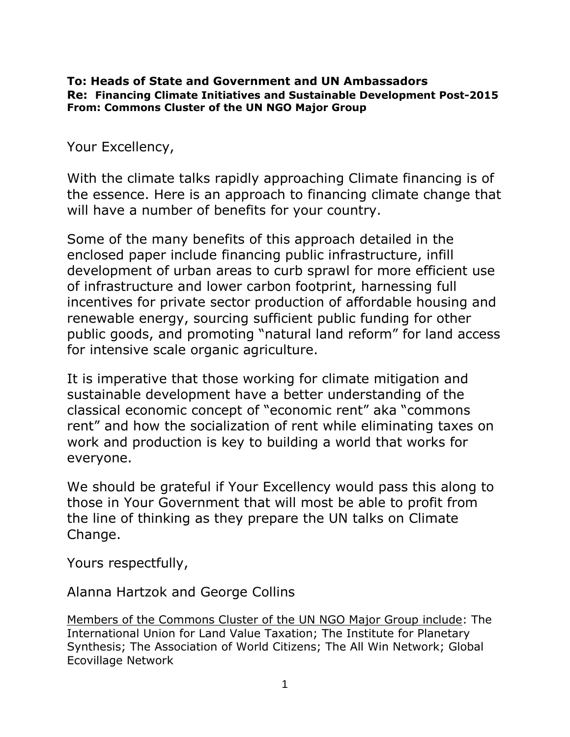**To: Heads of State and Government and UN Ambassadors**
**Re: Financing Climate Initiatives and Sustainable Development Post-2015**
**From: Commons Cluster of the UN NGO Major Group**

Your Excellency,

With the climate talks rapidly approaching Climate financing is of the essence. Here is an approach to financing climate change that will have a number of benefits for your country.

Some of the many benefits of this approach detailed in the enclosed paper include financing public infrastructure, infill development of urban areas to curb sprawl for more efficient use of infrastructure and lower carbon footprint, harnessing full incentives for private sector production of affordable housing and renewable energy, sourcing sufficient public funding for other public goods, and promoting "natural land reform" for land access for intensive scale organic agriculture.

It is imperative that those working for climate mitigation and sustainable development have a better understanding of the classical economic concept of "economic rent" aka "commons rent" and how the socialization of rent while eliminating taxes on work and production is key to building a world that works for everyone.

We should be grateful if Your Excellency would pass this along to those in Your Government that will most be able to profit from the line of thinking as they prepare the UN talks on Climate Change.

Yours respectfully,

Alanna Hartzok and George Collins

Members of the Commons Cluster of the UN NGO Major Group include: The International Union for Land Value Taxation; The Institute for Planetary Synthesis; The Association of World Citizens; The All Win Network; Global Ecovillage Network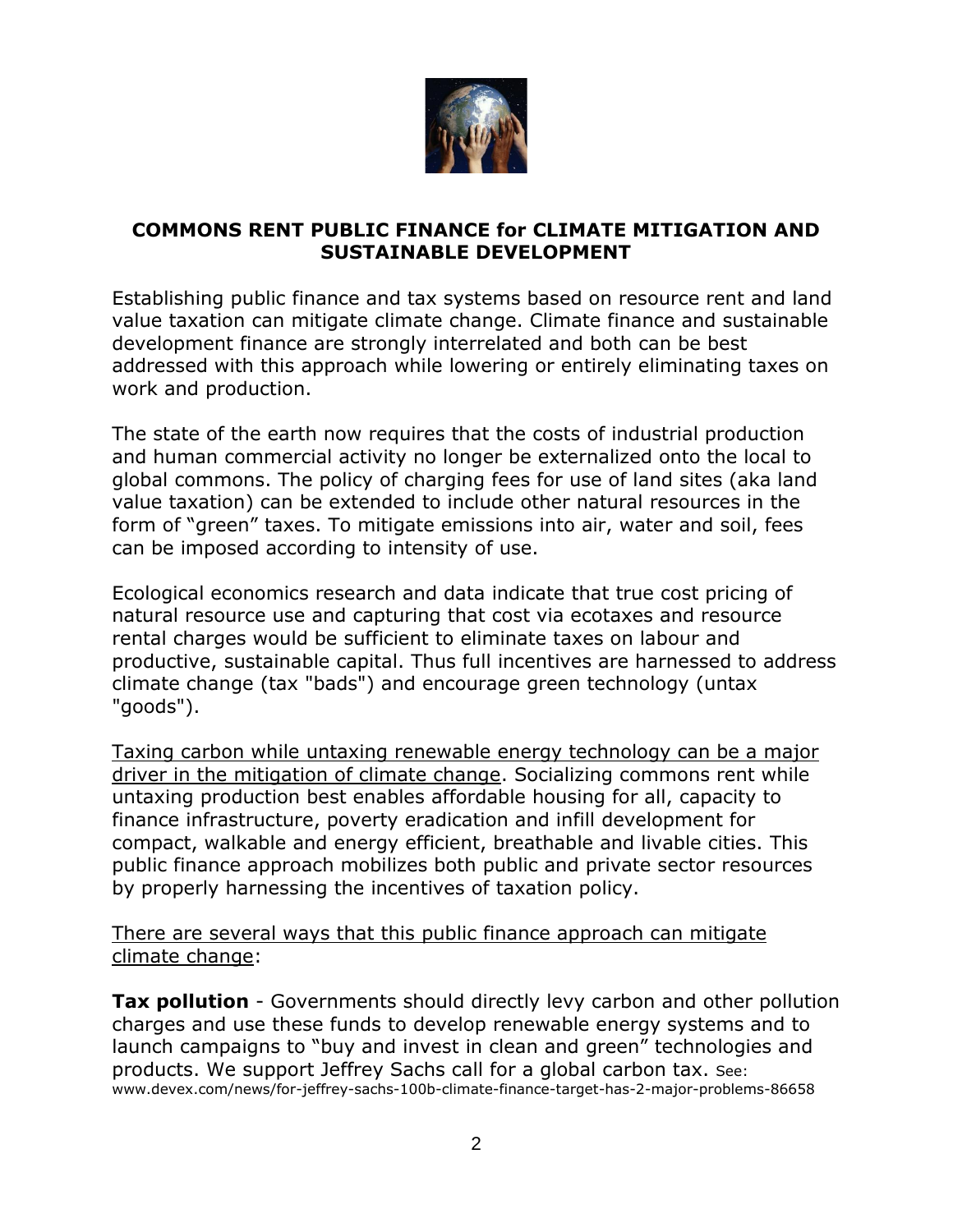## COMMONS RENT PUBLIC FINANCE for CLIMATE MITIGATION AND SUSTAINABLE DEVELOPMENT

Establishing public finance and tax systems based on resource rent and land value taxation can mitigate climate change. Climate finance and sustainable development finance are strongly interrelated and both can be best addressed with this approach while lowering or entirely eliminating taxes on work and production.

The state of the earth now requires that the costs of industrial production and human commercial activity no longer be externalized onto the local to global commons. The policy of charging fees for use of land sites (aka land value taxation) can be extended to include other natural resources in the form of "green" taxes. To mitigate emissions into air, water and soil, fees can be imposed according to intensity of use.

Ecological economics research and data indicate that true cost pricing of natural resource use and capturing that cost via ecotaxes and resource rental charges would be sufficient to eliminate taxes on labour and productive, sustainable capital. Thus full incentives are harnessed to address climate change (tax "bads") and encourage green technology (untax "goods").

<u>Taxing carbon while untaxing renewable energy technology can be a major driver in the mitigation of climate change</u>. Socializing commons rent while untaxing production best enables affordable housing for all, capacity to finance infrastructure, poverty eradication and infill development for compact, walkable and energy efficient, breathable and livable cities. This public finance approach mobilizes both public and private sector resources by properly harnessing the incentives of taxation policy.

<u>There are several ways that this public finance approach can mitigate climate change</u>:

**Tax pollution** - Governments should directly levy carbon and other pollution charges and use these funds to develop renewable energy systems and to launch campaigns to "buy and invest in clean and green" technologies and products. We support Jeffrey Sachs call for a global carbon tax. See: www.devex.com/news/for-jeffrey-sachs-100b-climate-finance-target-has-2-major-problems-86658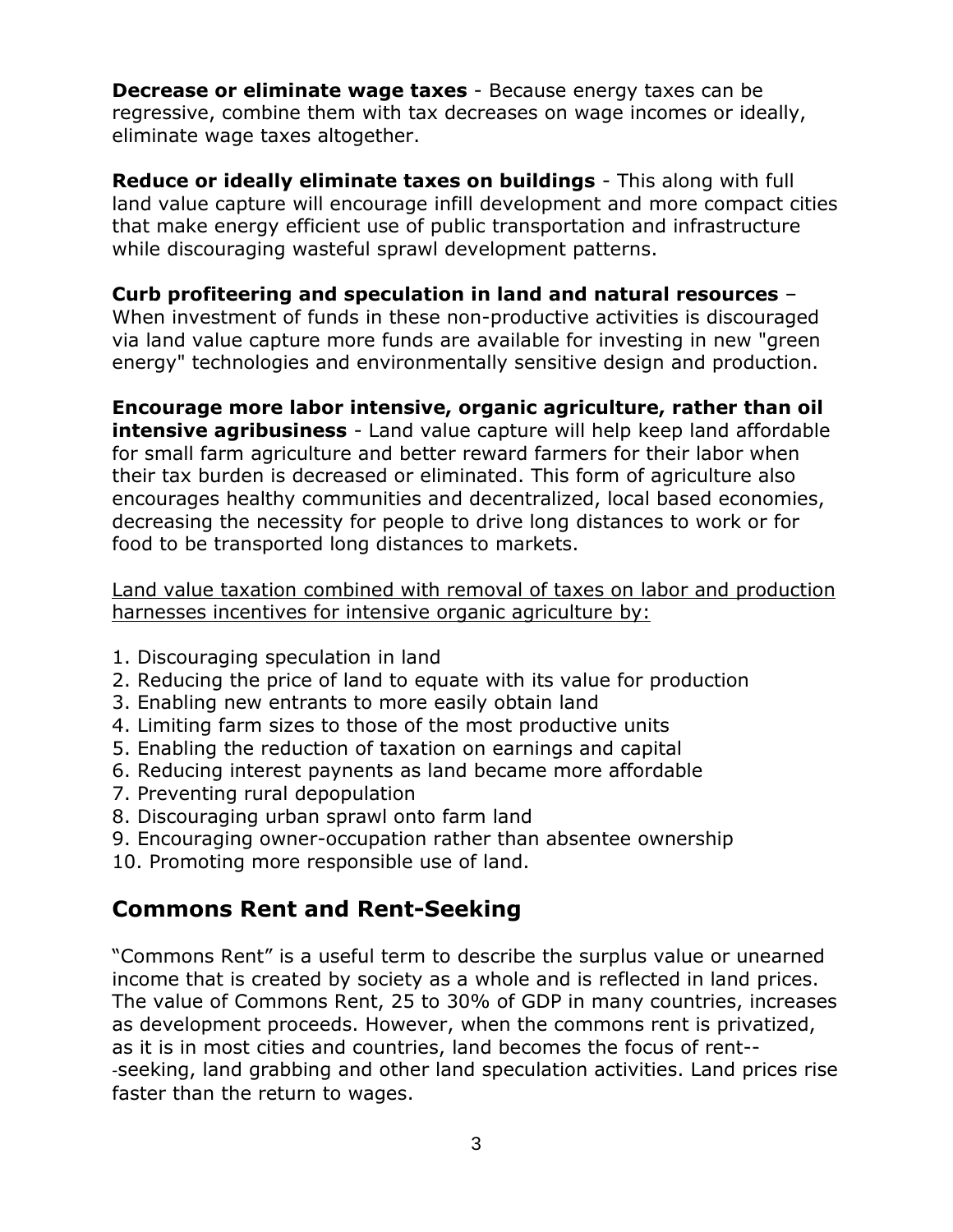**Decrease or eliminate wage taxes** - Because energy taxes can be regressive, combine them with tax decreases on wage incomes or ideally, eliminate wage taxes altogether.

**Reduce or ideally eliminate taxes on buildings** - This along with full land value capture will encourage infill development and more compact cities that make energy efficient use of public transportation and infrastructure while discouraging wasteful sprawl development patterns.

**Curb profiteering and speculation in land and natural resources** – When investment of funds in these non-productive activities is discouraged via land value capture more funds are available for investing in new "green energy" technologies and environmentally sensitive design and production.

**Encourage more labor intensive, organic agriculture, rather than oil intensive agribusiness** - Land value capture will help keep land affordable for small farm agriculture and better reward farmers for their labor when their tax burden is decreased or eliminated. This form of agriculture also encourages healthy communities and decentralized, local based economies, decreasing the necessity for people to drive long distances to work or for food to be transported long distances to markets.

<u>Land value taxation combined with removal of taxes on labor and production harnesses incentives for intensive organic agriculture by:</u>

1. Discouraging speculation in land
2. Reducing the price of land to equate with its value for production
3. Enabling new entrants to more easily obtain land
4. Limiting farm sizes to those of the most productive units
5. Enabling the reduction of taxation on earnings and capital
6. Reducing interest paynents as land became more affordable
7. Preventing rural depopulation
8. Discouraging urban sprawl onto farm land
9. Encouraging owner-occupation rather than absentee ownership
10. Promoting more responsible use of land.

## Commons Rent and Rent-Seeking

"Commons Rent" is a useful term to describe the surplus value or unearned income that is created by society as a whole and is reflected in land prices. The value of Commons Rent, 25 to 30% of GDP in many countries, increases as development proceeds. However, when the commons rent is privatized, as it is in most cities and countries, land becomes the focus of rent---seeking, land grabbing and other land speculation activities. Land prices rise faster than the return to wages.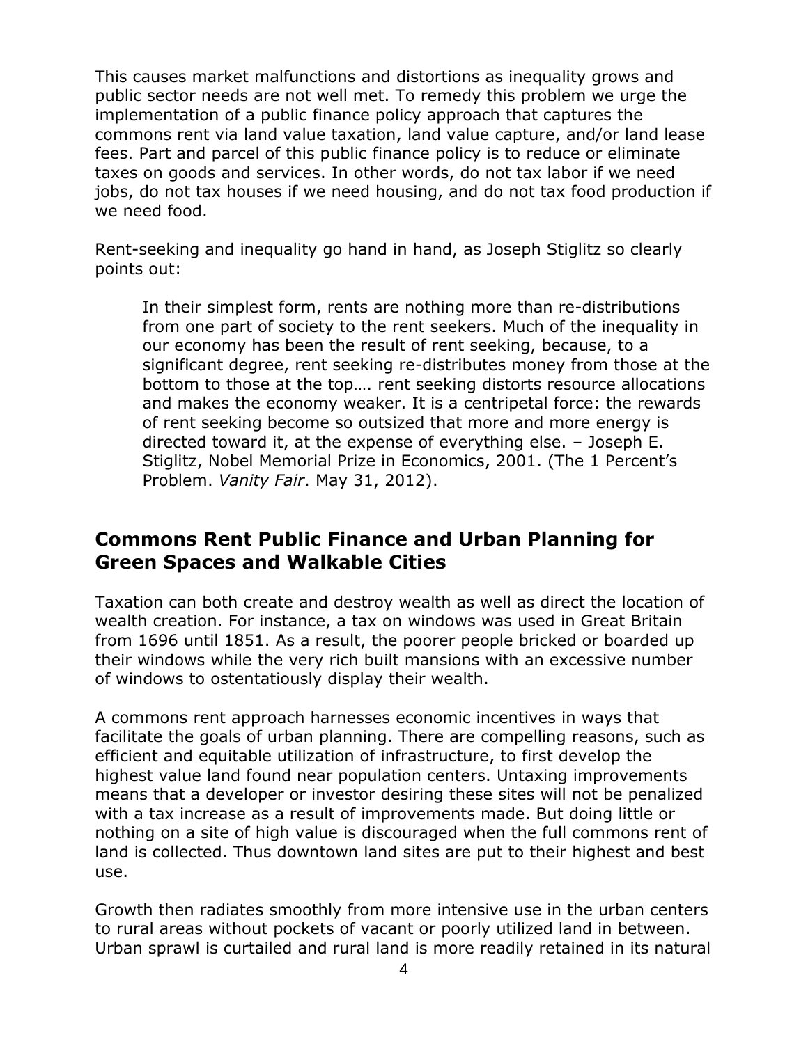This causes market malfunctions and distortions as inequality grows and public sector needs are not well met. To remedy this problem we urge the implementation of a public finance policy approach that captures the commons rent via land value taxation, land value capture, and/or land lease fees. Part and parcel of this public finance policy is to reduce or eliminate taxes on goods and services. In other words, do not tax labor if we need jobs, do not tax houses if we need housing, and do not tax food production if we need food.

Rent-seeking and inequality go hand in hand, as Joseph Stiglitz so clearly points out:

> In their simplest form, rents are nothing more than re-distributions from one part of society to the rent seekers. Much of the inequality in our economy has been the result of rent seeking, because, to a significant degree, rent seeking re-distributes money from those at the bottom to those at the top…. rent seeking distorts resource allocations and makes the economy weaker. It is a centripetal force: the rewards of rent seeking become so outsized that more and more energy is directed toward it, at the expense of everything else. – Joseph E. Stiglitz, Nobel Memorial Prize in Economics, 2001. (The 1 Percent's Problem. *Vanity Fair*. May 31, 2012).

## Commons Rent Public Finance and Urban Planning for Green Spaces and Walkable Cities

Taxation can both create and destroy wealth as well as direct the location of wealth creation. For instance, a tax on windows was used in Great Britain from 1696 until 1851. As a result, the poorer people bricked or boarded up their windows while the very rich built mansions with an excessive number of windows to ostentatiously display their wealth.

A commons rent approach harnesses economic incentives in ways that facilitate the goals of urban planning. There are compelling reasons, such as efficient and equitable utilization of infrastructure, to first develop the highest value land found near population centers. Untaxing improvements means that a developer or investor desiring these sites will not be penalized with a tax increase as a result of improvements made. But doing little or nothing on a site of high value is discouraged when the full commons rent of land is collected. Thus downtown land sites are put to their highest and best use.

Growth then radiates smoothly from more intensive use in the urban centers to rural areas without pockets of vacant or poorly utilized land in between. Urban sprawl is curtailed and rural land is more readily retained in its natural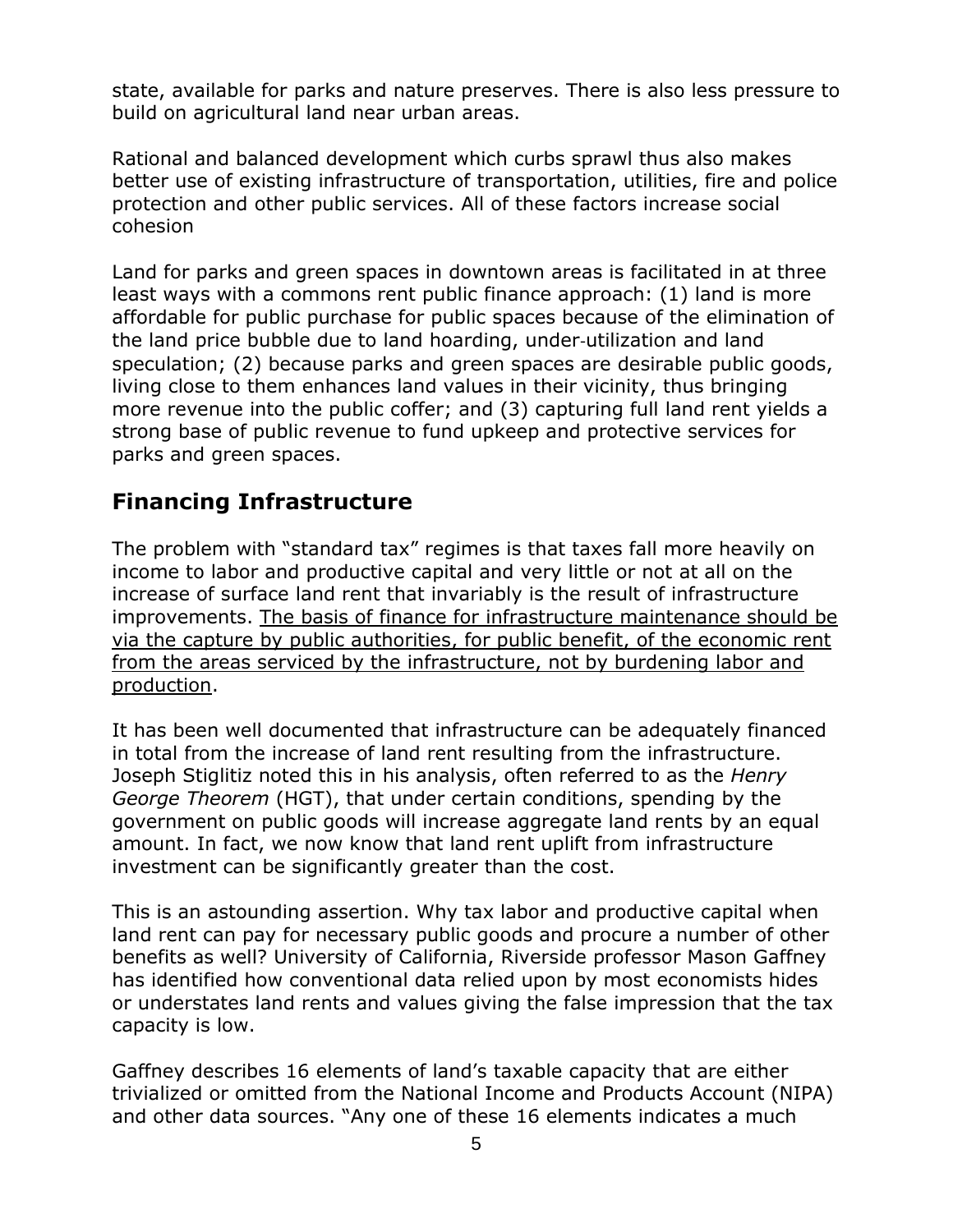state, available for parks and nature preserves. There is also less pressure to build on agricultural land near urban areas.

Rational and balanced development which curbs sprawl thus also makes better use of existing infrastructure of transportation, utilities, fire and police protection and other public services. All of these factors increase social cohesion

Land for parks and green spaces in downtown areas is facilitated in at three least ways with a commons rent public finance approach: (1) land is more affordable for public purchase for public spaces because of the elimination of the land price bubble due to land hoarding, under-utilization and land speculation; (2) because parks and green spaces are desirable public goods, living close to them enhances land values in their vicinity, thus bringing more revenue into the public coffer; and (3) capturing full land rent yields a strong base of public revenue to fund upkeep and protective services for parks and green spaces.

## Financing Infrastructure

The problem with "standard tax" regimes is that taxes fall more heavily on income to labor and productive capital and very little or not at all on the increase of surface land rent that invariably is the result of infrastructure improvements. <u>The basis of finance for infrastructure maintenance should be via the capture by public authorities, for public benefit, of the economic rent from the areas serviced by the infrastructure, not by burdening labor and production</u>.

It has been well documented that infrastructure can be adequately financed in total from the increase of land rent resulting from the infrastructure. Joseph Stiglitiz noted this in his analysis, often referred to as the *Henry George Theorem* (HGT), that under certain conditions, spending by the government on public goods will increase aggregate land rents by an equal amount. In fact, we now know that land rent uplift from infrastructure investment can be significantly greater than the cost.

This is an astounding assertion. Why tax labor and productive capital when land rent can pay for necessary public goods and procure a number of other benefits as well? University of California, Riverside professor Mason Gaffney has identified how conventional data relied upon by most economists hides or understates land rents and values giving the false impression that the tax capacity is low.

Gaffney describes 16 elements of land's taxable capacity that are either trivialized or omitted from the National Income and Products Account (NIPA) and other data sources. "Any one of these 16 elements indicates a much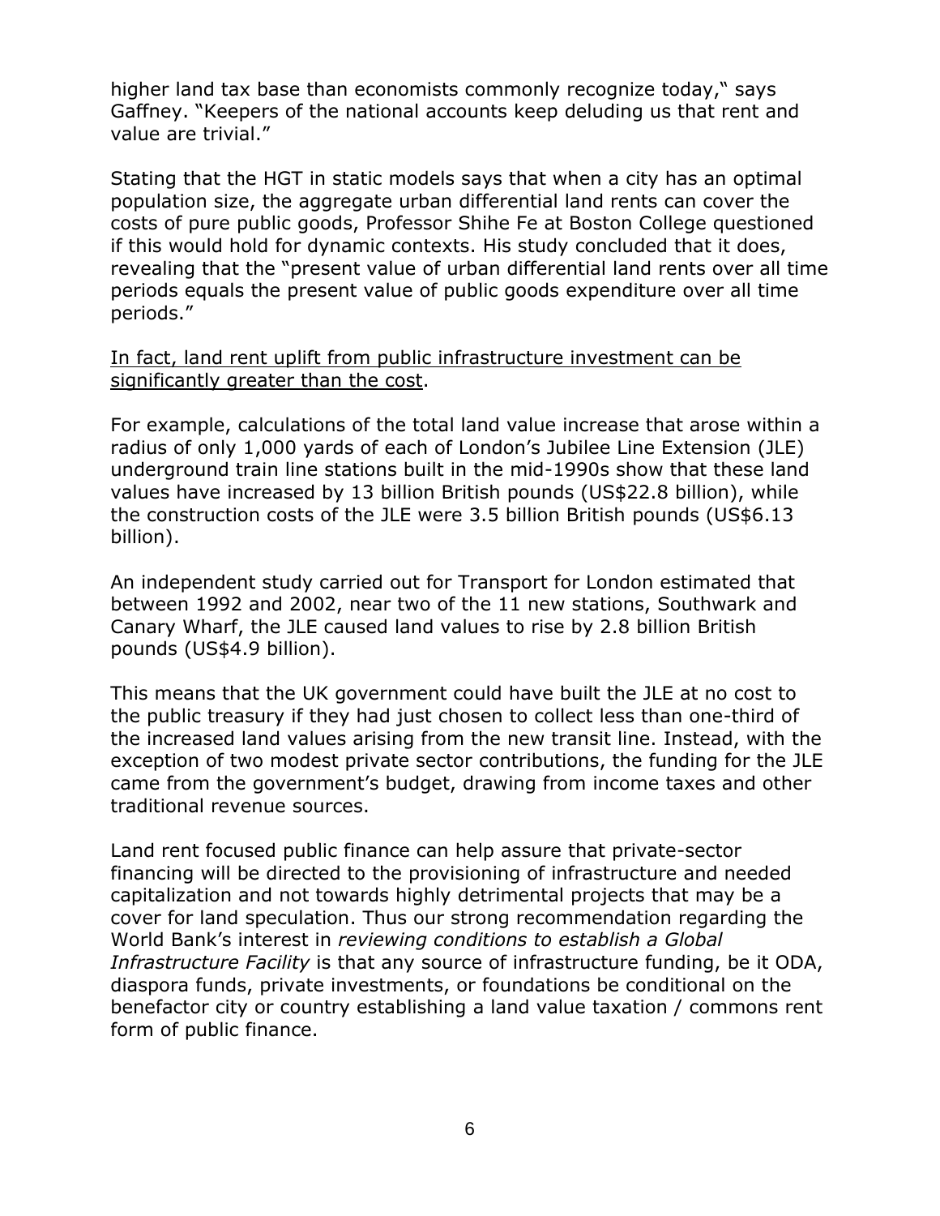higher land tax base than economists commonly recognize today," says Gaffney. "Keepers of the national accounts keep deluding us that rent and value are trivial."

Stating that the HGT in static models says that when a city has an optimal population size, the aggregate urban differential land rents can cover the costs of pure public goods, Professor Shihe Fe at Boston College questioned if this would hold for dynamic contexts. His study concluded that it does, revealing that the "present value of urban differential land rents over all time periods equals the present value of public goods expenditure over all time periods."

<u>In fact, land rent uplift from public infrastructure investment can be significantly greater than the cost</u>.

For example, calculations of the total land value increase that arose within a radius of only 1,000 yards of each of London's Jubilee Line Extension (JLE) underground train line stations built in the mid-1990s show that these land values have increased by 13 billion British pounds (US$22.8 billion), while the construction costs of the JLE were 3.5 billion British pounds (US$6.13 billion).

An independent study carried out for Transport for London estimated that between 1992 and 2002, near two of the 11 new stations, Southwark and Canary Wharf, the JLE caused land values to rise by 2.8 billion British pounds (US$4.9 billion).

This means that the UK government could have built the JLE at no cost to the public treasury if they had just chosen to collect less than one-third of the increased land values arising from the new transit line. Instead, with the exception of two modest private sector contributions, the funding for the JLE came from the government's budget, drawing from income taxes and other traditional revenue sources.

Land rent focused public finance can help assure that private-sector financing will be directed to the provisioning of infrastructure and needed capitalization and not towards highly detrimental projects that may be a cover for land speculation. Thus our strong recommendation regarding the World Bank's interest in *reviewing conditions to establish a Global Infrastructure Facility* is that any source of infrastructure funding, be it ODA, diaspora funds, private investments, or foundations be conditional on the benefactor city or country establishing a land value taxation / commons rent form of public finance.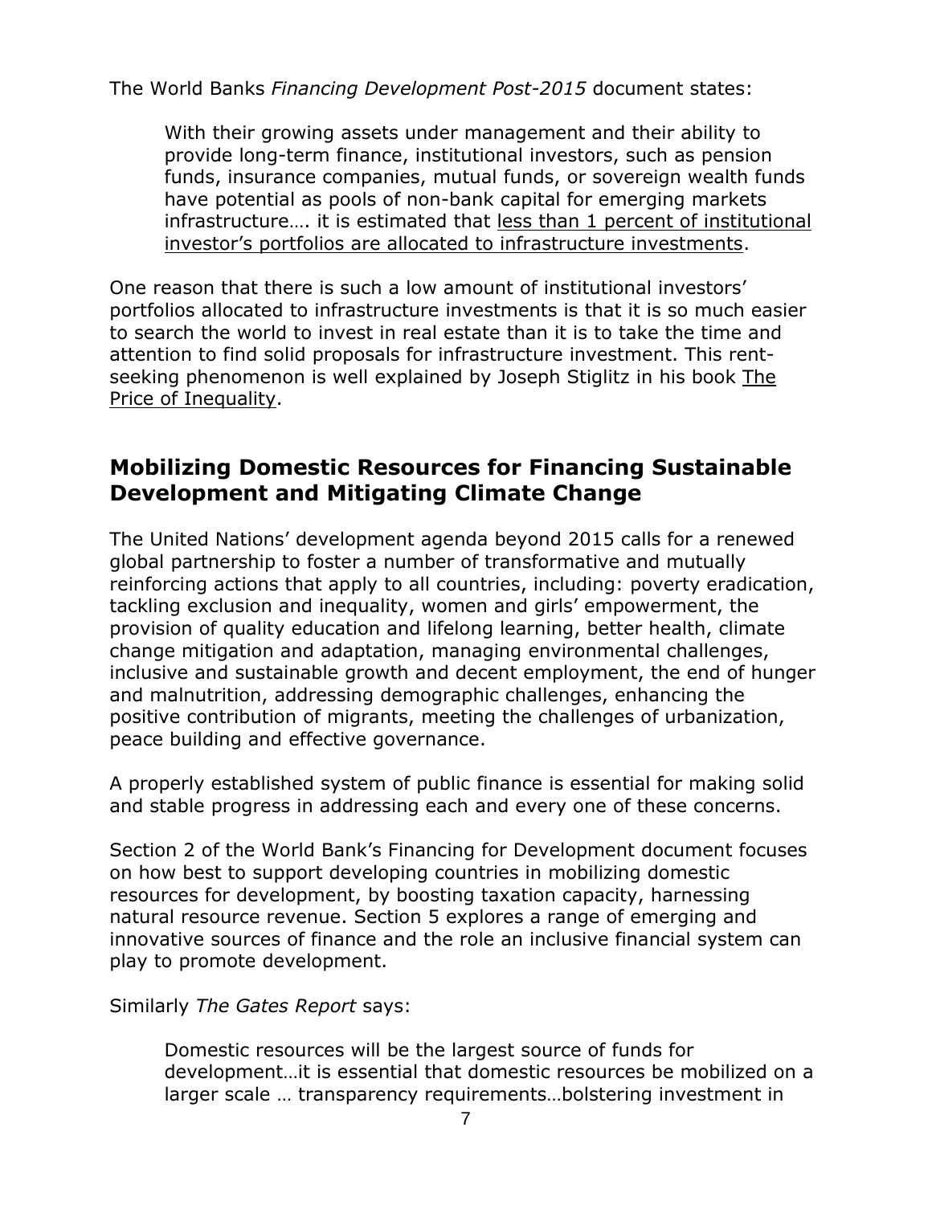The World Banks *Financing Development Post-2015* document states:

> With their growing assets under management and their ability to provide long-term finance, institutional investors, such as pension funds, insurance companies, mutual funds, or sovereign wealth funds have potential as pools of non-bank capital for emerging markets infrastructure…. it is estimated that <u>less than 1 percent of institutional investor's portfolios are allocated to infrastructure investments</u>.

One reason that there is such a low amount of institutional investors' portfolios allocated to infrastructure investments is that it is so much easier to search the world to invest in real estate than it is to take the time and attention to find solid proposals for infrastructure investment. This rent-seeking phenomenon is well explained by Joseph Stiglitz in his book <u>The Price of Inequality</u>.

## Mobilizing Domestic Resources for Financing Sustainable Development and Mitigating Climate Change

The United Nations' development agenda beyond 2015 calls for a renewed global partnership to foster a number of transformative and mutually reinforcing actions that apply to all countries, including: poverty eradication, tackling exclusion and inequality, women and girls' empowerment, the provision of quality education and lifelong learning, better health, climate change mitigation and adaptation, managing environmental challenges, inclusive and sustainable growth and decent employment, the end of hunger and malnutrition, addressing demographic challenges, enhancing the positive contribution of migrants, meeting the challenges of urbanization, peace building and effective governance.

A properly established system of public finance is essential for making solid and stable progress in addressing each and every one of these concerns.

Section 2 of the World Bank's Financing for Development document focuses on how best to support developing countries in mobilizing domestic resources for development, by boosting taxation capacity, harnessing natural resource revenue. Section 5 explores a range of emerging and innovative sources of finance and the role an inclusive financial system can play to promote development.

Similarly *The Gates Report* says:

> Domestic resources will be the largest source of funds for development…it is essential that domestic resources be mobilized on a larger scale … transparency requirements…bolstering investment in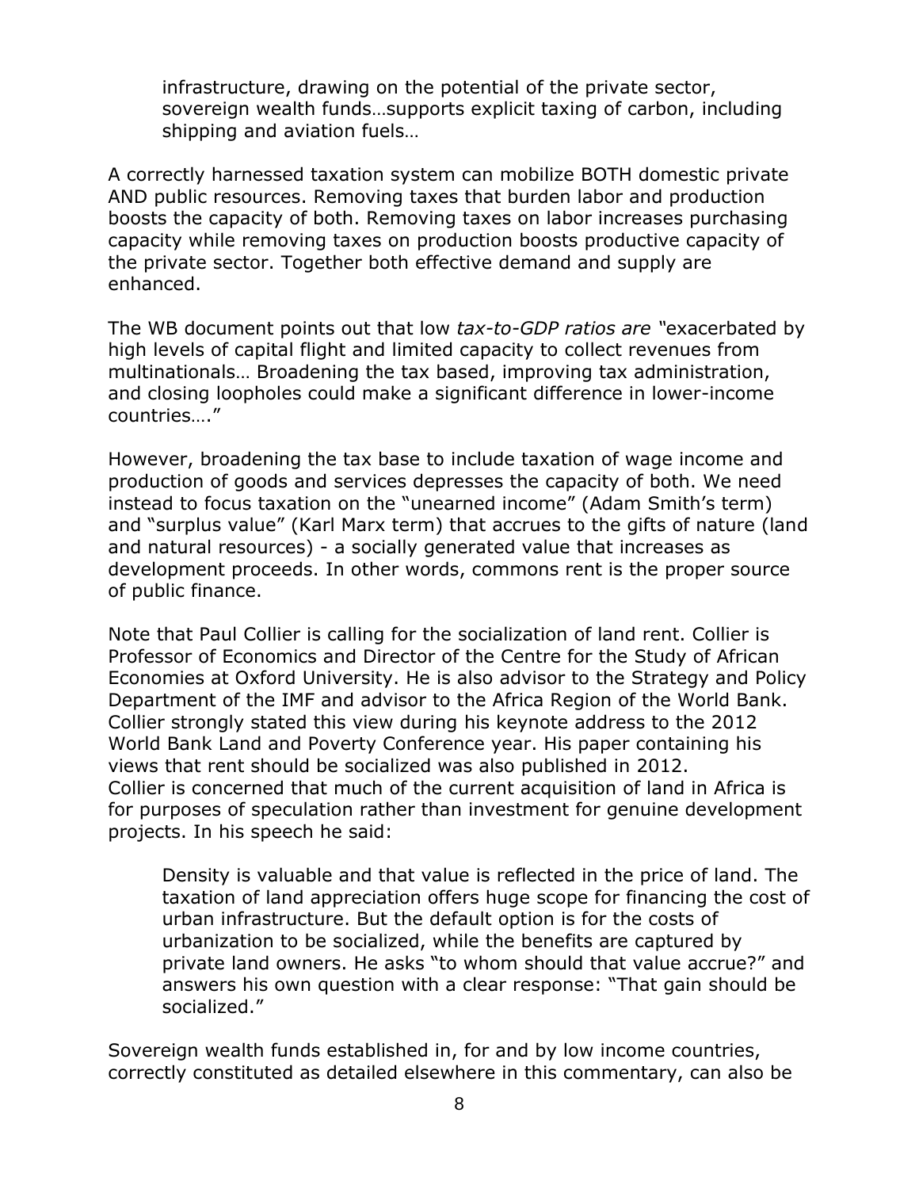> infrastructure, drawing on the potential of the private sector, sovereign wealth funds…supports explicit taxing of carbon, including shipping and aviation fuels…

A correctly harnessed taxation system can mobilize BOTH domestic private AND public resources. Removing taxes that burden labor and production boosts the capacity of both. Removing taxes on labor increases purchasing capacity while removing taxes on production boosts productive capacity of the private sector. Together both effective demand and supply are enhanced.

The WB document points out that low *tax-to-GDP ratios are* "exacerbated by high levels of capital flight and limited capacity to collect revenues from multinationals… Broadening the tax based, improving tax administration, and closing loopholes could make a significant difference in lower-income countries…."

However, broadening the tax base to include taxation of wage income and production of goods and services depresses the capacity of both. We need instead to focus taxation on the "unearned income" (Adam Smith's term) and "surplus value" (Karl Marx term) that accrues to the gifts of nature (land and natural resources) - a socially generated value that increases as development proceeds. In other words, commons rent is the proper source of public finance.

Note that Paul Collier is calling for the socialization of land rent. Collier is Professor of Economics and Director of the Centre for the Study of African Economies at Oxford University. He is also advisor to the Strategy and Policy Department of the IMF and advisor to the Africa Region of the World Bank. Collier strongly stated this view during his keynote address to the 2012 World Bank Land and Poverty Conference year. His paper containing his views that rent should be socialized was also published in 2012. Collier is concerned that much of the current acquisition of land in Africa is for purposes of speculation rather than investment for genuine development projects. In his speech he said:

> Density is valuable and that value is reflected in the price of land. The taxation of land appreciation offers huge scope for financing the cost of urban infrastructure. But the default option is for the costs of urbanization to be socialized, while the benefits are captured by private land owners. He asks "to whom should that value accrue?" and answers his own question with a clear response: "That gain should be socialized."

Sovereign wealth funds established in, for and by low income countries, correctly constituted as detailed elsewhere in this commentary, can also be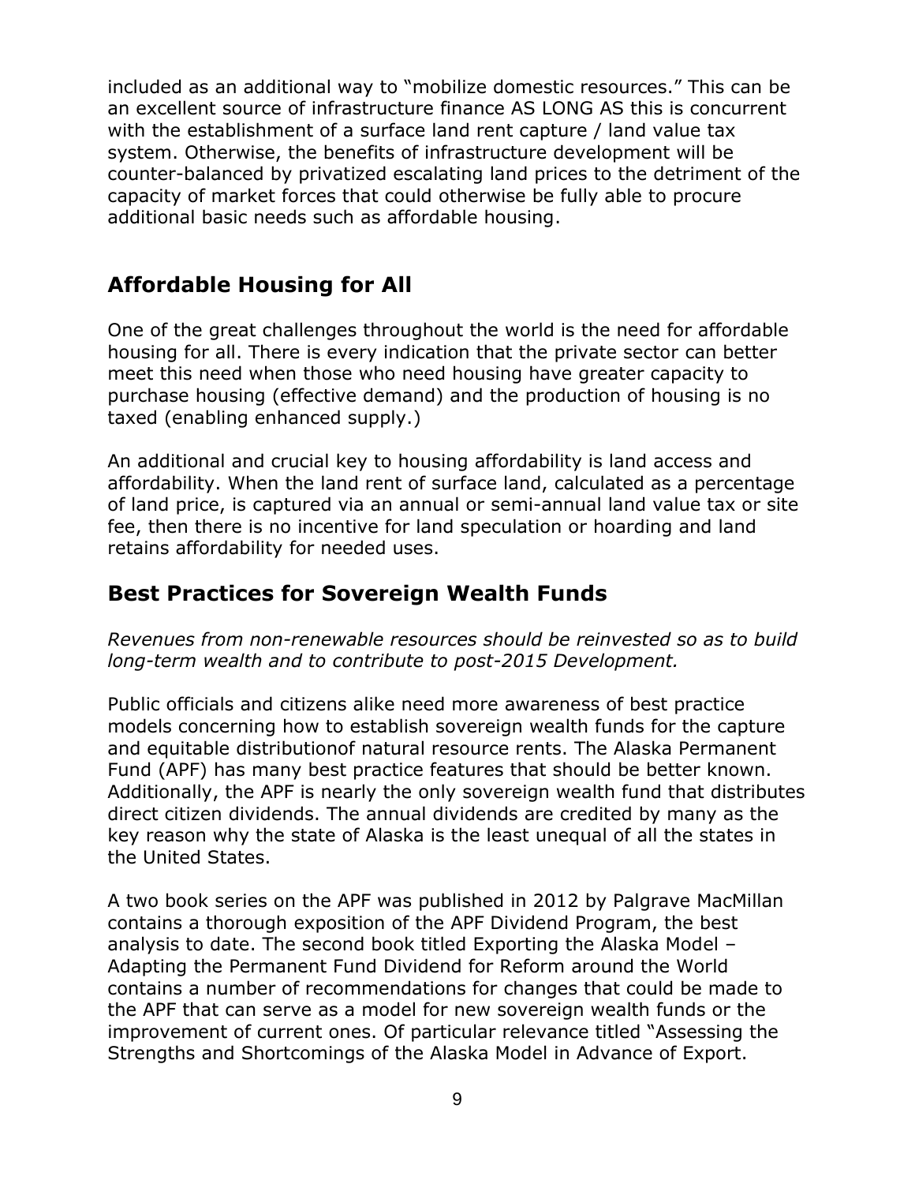included as an additional way to "mobilize domestic resources." This can be an excellent source of infrastructure finance AS LONG AS this is concurrent with the establishment of a surface land rent capture / land value tax system. Otherwise, the benefits of infrastructure development will be counter-balanced by privatized escalating land prices to the detriment of the capacity of market forces that could otherwise be fully able to procure additional basic needs such as affordable housing.

## Affordable Housing for All

One of the great challenges throughout the world is the need for affordable housing for all. There is every indication that the private sector can better meet this need when those who need housing have greater capacity to purchase housing (effective demand) and the production of housing is no taxed (enabling enhanced supply.)

An additional and crucial key to housing affordability is land access and affordability. When the land rent of surface land, calculated as a percentage of land price, is captured via an annual or semi-annual land value tax or site fee, then there is no incentive for land speculation or hoarding and land retains affordability for needed uses.

## Best Practices for Sovereign Wealth Funds

*Revenues from non-renewable resources should be reinvested so as to build long-term wealth and to contribute to post-2015 Development.*

Public officials and citizens alike need more awareness of best practice models concerning how to establish sovereign wealth funds for the capture and equitable distributionof natural resource rents. The Alaska Permanent Fund (APF) has many best practice features that should be better known. Additionally, the APF is nearly the only sovereign wealth fund that distributes direct citizen dividends. The annual dividends are credited by many as the key reason why the state of Alaska is the least unequal of all the states in the United States.

A two book series on the APF was published in 2012 by Palgrave MacMillan contains a thorough exposition of the APF Dividend Program, the best analysis to date. The second book titled Exporting the Alaska Model – Adapting the Permanent Fund Dividend for Reform around the World contains a number of recommendations for changes that could be made to the APF that can serve as a model for new sovereign wealth funds or the improvement of current ones. Of particular relevance titled "Assessing the Strengths and Shortcomings of the Alaska Model in Advance of Export.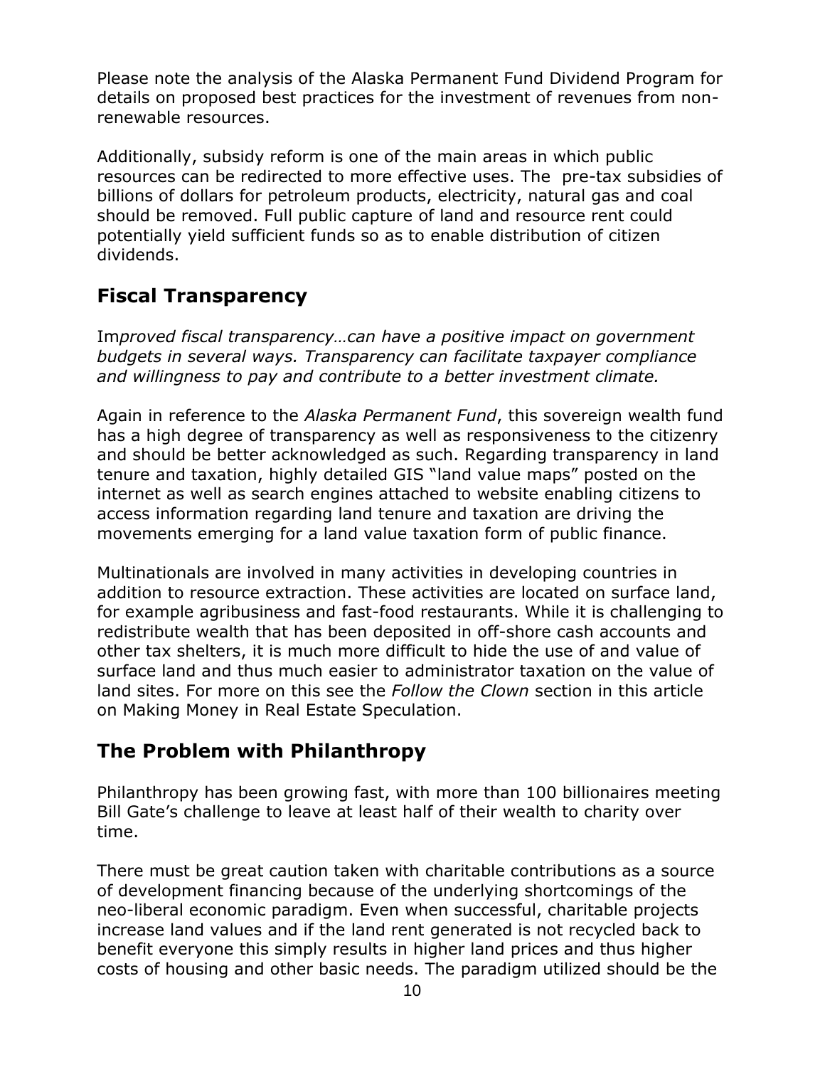Please note the analysis of the Alaska Permanent Fund Dividend Program for details on proposed best practices for the investment of revenues from non-renewable resources.

Additionally, subsidy reform is one of the main areas in which public resources can be redirected to more effective uses. The  pre-tax subsidies of billions of dollars for petroleum products, electricity, natural gas and coal should be removed. Full public capture of land and resource rent could potentially yield sufficient funds so as to enable distribution of citizen dividends.

## Fiscal Transparency

Im*proved fiscal transparency…can have a positive impact on government budgets in several ways. Transparency can facilitate taxpayer compliance and willingness to pay and contribute to a better investment climate.*

Again in reference to the *Alaska Permanent Fund*, this sovereign wealth fund has a high degree of transparency as well as responsiveness to the citizenry and should be better acknowledged as such. Regarding transparency in land tenure and taxation, highly detailed GIS "land value maps" posted on the internet as well as search engines attached to website enabling citizens to access information regarding land tenure and taxation are driving the movements emerging for a land value taxation form of public finance.

Multinationals are involved in many activities in developing countries in addition to resource extraction. These activities are located on surface land, for example agribusiness and fast-food restaurants. While it is challenging to redistribute wealth that has been deposited in off-shore cash accounts and other tax shelters, it is much more difficult to hide the use of and value of surface land and thus much easier to administrator taxation on the value of land sites. For more on this see the *Follow the Clown* section in this article on Making Money in Real Estate Speculation.

## The Problem with Philanthropy

Philanthropy has been growing fast, with more than 100 billionaires meeting Bill Gate's challenge to leave at least half of their wealth to charity over time.

There must be great caution taken with charitable contributions as a source of development financing because of the underlying shortcomings of the neo-liberal economic paradigm. Even when successful, charitable projects increase land values and if the land rent generated is not recycled back to benefit everyone this simply results in higher land prices and thus higher costs of housing and other basic needs. The paradigm utilized should be the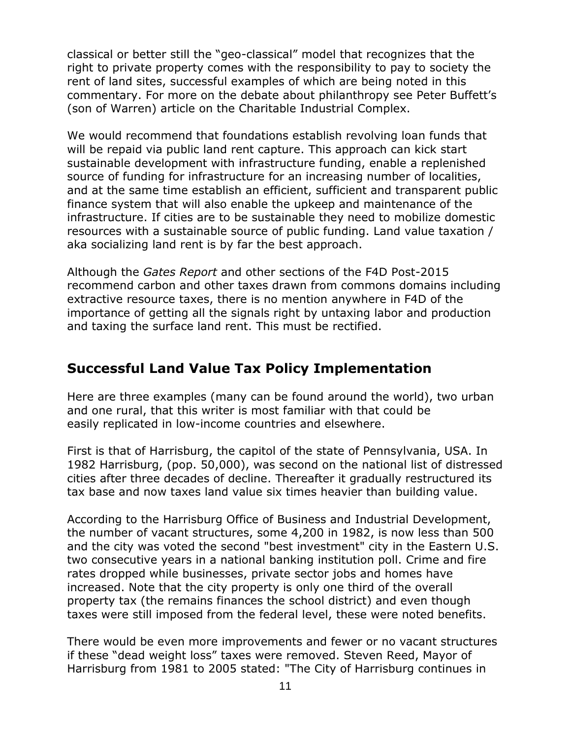classical or better still the "geo-classical" model that recognizes that the right to private property comes with the responsibility to pay to society the rent of land sites, successful examples of which are being noted in this commentary. For more on the debate about philanthropy see Peter Buffett's (son of Warren) article on the Charitable Industrial Complex.

We would recommend that foundations establish revolving loan funds that will be repaid via public land rent capture. This approach can kick start sustainable development with infrastructure funding, enable a replenished source of funding for infrastructure for an increasing number of localities, and at the same time establish an efficient, sufficient and transparent public finance system that will also enable the upkeep and maintenance of the infrastructure. If cities are to be sustainable they need to mobilize domestic resources with a sustainable source of public funding. Land value taxation / aka socializing land rent is by far the best approach.

Although the *Gates Report* and other sections of the F4D Post-2015 recommend carbon and other taxes drawn from commons domains including extractive resource taxes, there is no mention anywhere in F4D of the importance of getting all the signals right by untaxing labor and production and taxing the surface land rent. This must be rectified.

## Successful Land Value Tax Policy Implementation

Here are three examples (many can be found around the world), two urban and one rural, that this writer is most familiar with that could be easily replicated in low-income countries and elsewhere.

First is that of Harrisburg, the capitol of the state of Pennsylvania, USA. In 1982 Harrisburg, (pop. 50,000), was second on the national list of distressed cities after three decades of decline. Thereafter it gradually restructured its tax base and now taxes land value six times heavier than building value.

According to the Harrisburg Office of Business and Industrial Development, the number of vacant structures, some 4,200 in 1982, is now less than 500 and the city was voted the second "best investment" city in the Eastern U.S. two consecutive years in a national banking institution poll. Crime and fire rates dropped while businesses, private sector jobs and homes have increased. Note that the city property is only one third of the overall property tax (the remains finances the school district) and even though taxes were still imposed from the federal level, these were noted benefits.

There would be even more improvements and fewer or no vacant structures if these "dead weight loss" taxes were removed. Steven Reed, Mayor of Harrisburg from 1981 to 2005 stated: "The City of Harrisburg continues in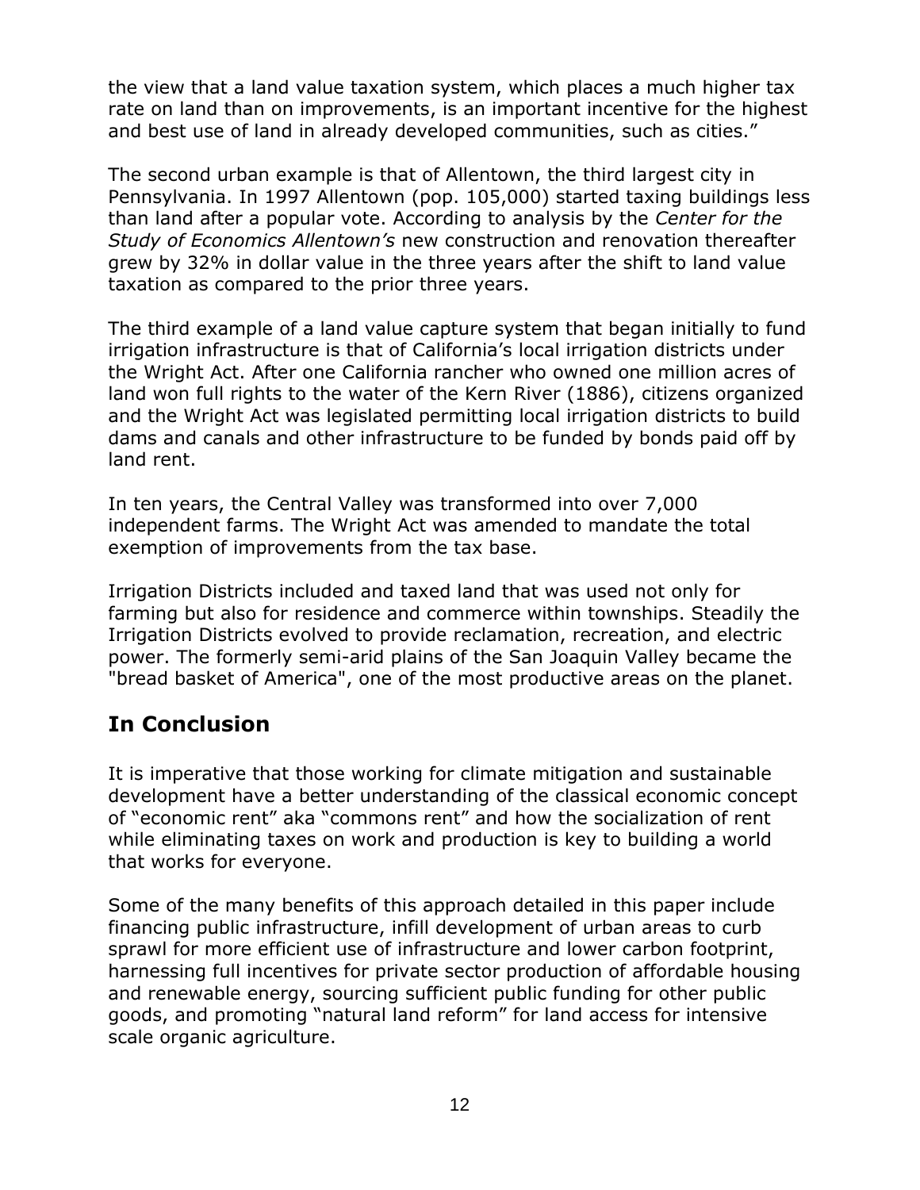the view that a land value taxation system, which places a much higher tax rate on land than on improvements, is an important incentive for the highest and best use of land in already developed communities, such as cities."

The second urban example is that of Allentown, the third largest city in Pennsylvania. In 1997 Allentown (pop. 105,000) started taxing buildings less than land after a popular vote. According to analysis by the *Center for the Study of Economics Allentown's* new construction and renovation thereafter grew by 32% in dollar value in the three years after the shift to land value taxation as compared to the prior three years.

The third example of a land value capture system that began initially to fund irrigation infrastructure is that of California's local irrigation districts under the Wright Act. After one California rancher who owned one million acres of land won full rights to the water of the Kern River (1886), citizens organized and the Wright Act was legislated permitting local irrigation districts to build dams and canals and other infrastructure to be funded by bonds paid off by land rent.

In ten years, the Central Valley was transformed into over 7,000 independent farms. The Wright Act was amended to mandate the total exemption of improvements from the tax base.

Irrigation Districts included and taxed land that was used not only for farming but also for residence and commerce within townships. Steadily the Irrigation Districts evolved to provide reclamation, recreation, and electric power. The formerly semi-arid plains of the San Joaquin Valley became the "bread basket of America", one of the most productive areas on the planet.

## In Conclusion

It is imperative that those working for climate mitigation and sustainable development have a better understanding of the classical economic concept of "economic rent" aka "commons rent" and how the socialization of rent while eliminating taxes on work and production is key to building a world that works for everyone.

Some of the many benefits of this approach detailed in this paper include financing public infrastructure, infill development of urban areas to curb sprawl for more efficient use of infrastructure and lower carbon footprint, harnessing full incentives for private sector production of affordable housing and renewable energy, sourcing sufficient public funding for other public goods, and promoting "natural land reform" for land access for intensive scale organic agriculture.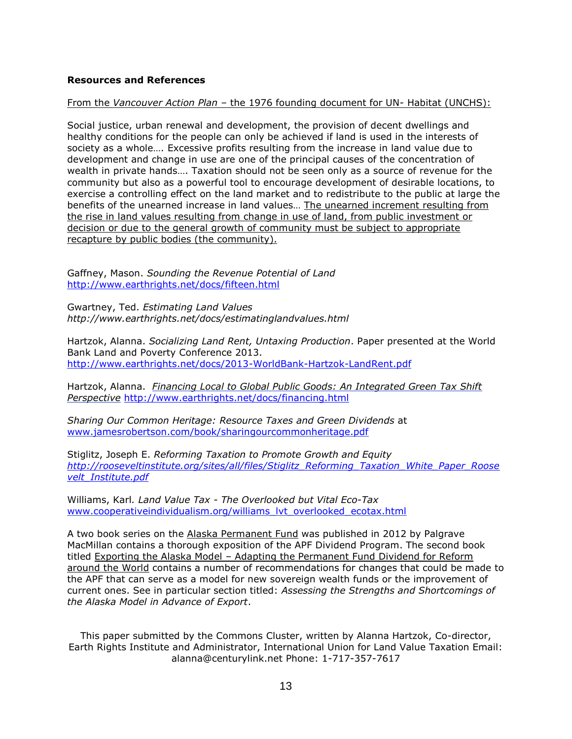**Resources and References**

From the *Vancouver Action Plan* – the 1976 founding document for UN- Habitat (UNCHS):

Social justice, urban renewal and development, the provision of decent dwellings and healthy conditions for the people can only be achieved if land is used in the interests of society as a whole…. Excessive profits resulting from the increase in land value due to development and change in use are one of the principal causes of the concentration of wealth in private hands…. Taxation should not be seen only as a source of revenue for the community but also as a powerful tool to encourage development of desirable locations, to exercise a controlling effect on the land market and to redistribute to the public at large the benefits of the unearned increase in land values… The unearned increment resulting from the rise in land values resulting from change in use of land, from public investment or decision or due to the general growth of community must be subject to appropriate recapture by public bodies (the community).

Gaffney, Mason. *Sounding the Revenue Potential of Land*
http://www.earthrights.net/docs/fifteen.html

Gwartney, Ted. *Estimating Land Values*
*http://www.earthrights.net/docs/estimatinglandvalues.html*

Hartzok, Alanna. *Socializing Land Rent, Untaxing Production*. Paper presented at the World Bank Land and Poverty Conference 2013.
http://www.earthrights.net/docs/2013-WorldBank-Hartzok-LandRent.pdf

Hartzok, Alanna. *Financing Local to Global Public Goods: An Integrated Green Tax Shift Perspective* http://www.earthrights.net/docs/financing.html

*Sharing Our Common Heritage: Resource Taxes and Green Dividends* at
www.jamesrobertson.com/book/sharingourcommonheritage.pdf

Stiglitz, Joseph E. *Reforming Taxation to Promote Growth and Equity*
*http://rooseveltinstitute.org/sites/all/files/Stiglitz_Reforming_Taxation_White_Paper_Roosevelt_Institute.pdf*

Williams, Karl*. Land Value Tax - The Overlooked but Vital Eco-Tax*
www.cooperativeindividualism.org/williams_lvt_overlooked_ecotax.html

A two book series on the Alaska Permanent Fund was published in 2012 by Palgrave MacMillan contains a thorough exposition of the APF Dividend Program. The second book titled Exporting the Alaska Model – Adapting the Permanent Fund Dividend for Reform around the World contains a number of recommendations for changes that could be made to the APF that can serve as a model for new sovereign wealth funds or the improvement of current ones. See in particular section titled: *Assessing the Strengths and Shortcomings of the Alaska Model in Advance of Export*.

This paper submitted by the Commons Cluster, written by Alanna Hartzok, Co-director, Earth Rights Institute and Administrator, International Union for Land Value Taxation Email: alanna@centurylink.net Phone: 1-717-357-7617